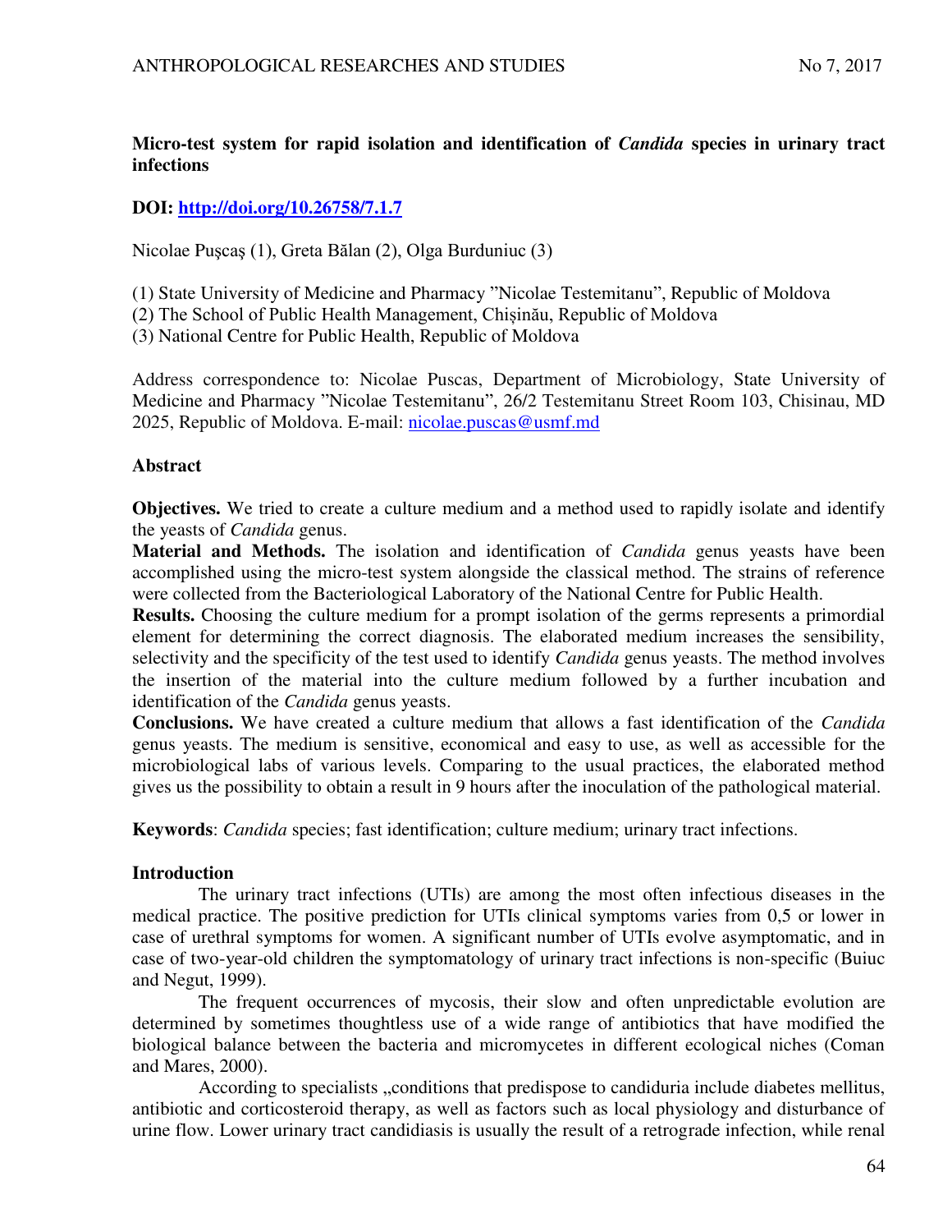# Micro-test system for rapid isolation and identification of *Candida* species in urinary tract infections

**DOI: [http://doi.org/10.26758/7.1.7](http://doi.org/10.26758/7.1.7)**

Nicolae Puşcaş (1), Greta Bălan (2), Olga Burduniuc (3)

(1) State University of Medicine and Pharmacy "Nicolae Testemitanu", Republic of Moldova
(2) The School of Public Health Management, Chișinău, Republic of Moldova
(3) National Centre for Public Health, Republic of Moldova

Address correspondence to: Nicolae Puscas, Department of Microbiology, State University of Medicine and Pharmacy "Nicolae Testemitanu", 26/2 Testemitanu Street Room 103, Chisinau, MD 2025, Republic of Moldova. E-mail: [nicolae.puscas@usmf.md](mailto:nicolae.puscas@usmf.md)

## Abstract

**Objectives.** We tried to create a culture medium and a method used to rapidly isolate and identify the yeasts of *Candida* genus.

**Material and Methods.** The isolation and identification of *Candida* genus yeasts have been accomplished using the micro-test system alongside the classical method. The strains of reference were collected from the Bacteriological Laboratory of the National Centre for Public Health.

**Results.** Choosing the culture medium for a prompt isolation of the germs represents a primordial element for determining the correct diagnosis. The elaborated medium increases the sensibility, selectivity and the specificity of the test used to identify *Candida* genus yeasts. The method involves the insertion of the material into the culture medium followed by a further incubation and identification of the *Candida* genus yeasts.

**Conclusions.** We have created a culture medium that allows a fast identification of the *Candida* genus yeasts. The medium is sensitive, economical and easy to use, as well as accessible for the microbiological labs of various levels. Comparing to the usual practices, the elaborated method gives us the possibility to obtain a result in 9 hours after the inoculation of the pathological material.

**Keywords**: *Candida* species; fast identification; culture medium; urinary tract infections.

## Introduction

The urinary tract infections (UTIs) are among the most often infectious diseases in the medical practice. The positive prediction for UTIs clinical symptoms varies from 0,5 or lower in case of urethral symptoms for women. A significant number of UTIs evolve asymptomatic, and in case of two-year-old children the symptomatology of urinary tract infections is non-specific (Buiuc and Negut, 1999).

The frequent occurrences of mycosis, their slow and often unpredictable evolution are determined by sometimes thoughtless use of a wide range of antibiotics that have modified the biological balance between the bacteria and micromycetes in different ecological niches (Coman and Mares, 2000).

According to specialists „conditions that predispose to candiduria include diabetes mellitus, antibiotic and corticosteroid therapy, as well as factors such as local physiology and disturbance of urine flow. Lower urinary tract candidiasis is usually the result of a retrograde infection, while renal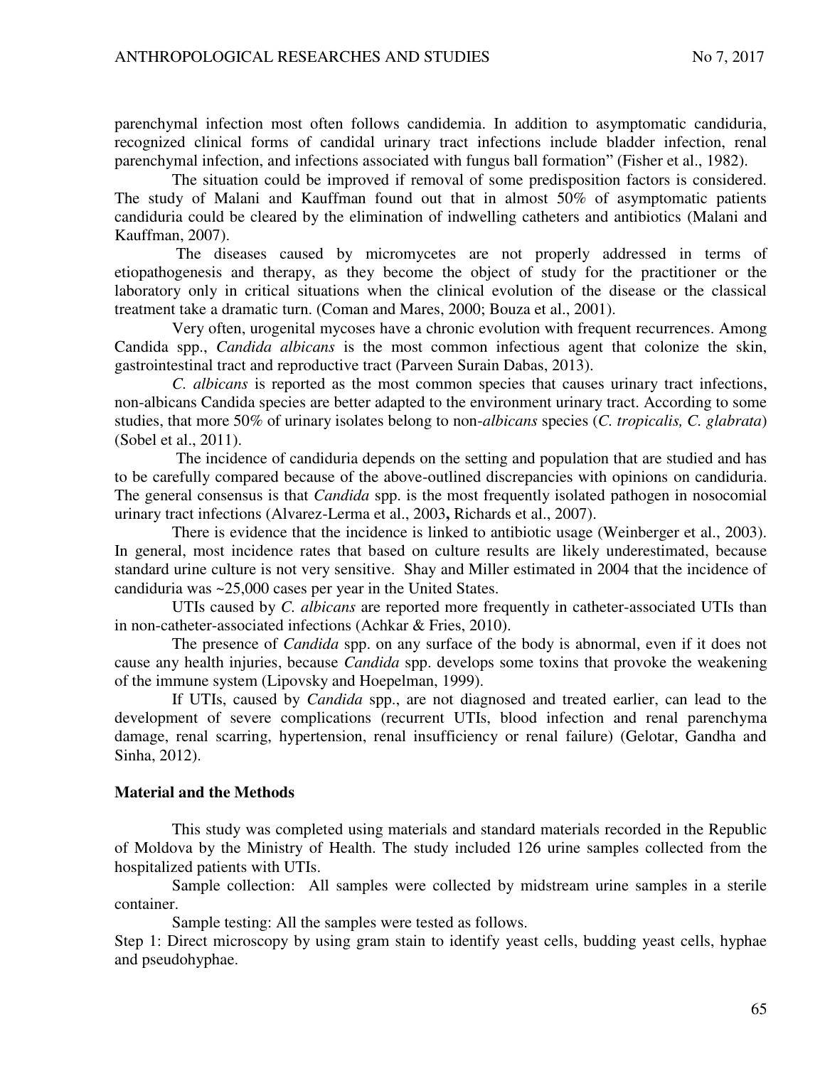parenchymal infection most often follows candidemia. In addition to asymptomatic candiduria, recognized clinical forms of candidal urinary tract infections include bladder infection, renal parenchymal infection, and infections associated with fungus ball formation" (Fisher et al., 1982).

The situation could be improved if removal of some predisposition factors is considered. The study of Malani and Kauffman found out that in almost 50% of asymptomatic patients candiduria could be cleared by the elimination of indwelling catheters and antibiotics (Malani and Kauffman, 2007).

The diseases caused by micromycetes are not properly addressed in terms of etiopathogenesis and therapy, as they become the object of study for the practitioner or the laboratory only in critical situations when the clinical evolution of the disease or the classical treatment take a dramatic turn. (Coman and Mares, 2000; Bouza et al., 2001).

Very often, urogenital mycoses have a chronic evolution with frequent recurrences. Among Candida spp., *Candida albicans* is the most common infectious agent that colonize the skin, gastrointestinal tract and reproductive tract (Parveen Surain Dabas, 2013).

*C. albicans* is reported as the most common species that causes urinary tract infections, non-albicans Candida species are better adapted to the environment urinary tract. According to some studies, that more 50% of urinary isolates belong to non-*albicans* species (*C. tropicalis, C. glabrata*) (Sobel et al., 2011).

The incidence of candiduria depends on the setting and population that are studied and has to be carefully compared because of the above-outlined discrepancies with opinions on candiduria. The general consensus is that *Candida* spp. is the most frequently isolated pathogen in nosocomial urinary tract infections (Alvarez-Lerma et al., 2003**,** Richards et al., 2007).

There is evidence that the incidence is linked to antibiotic usage (Weinberger et al., 2003). In general, most incidence rates that based on culture results are likely underestimated, because standard urine culture is not very sensitive. Shay and Miller estimated in 2004 that the incidence of candiduria was ~25,000 cases per year in the United States.

UTIs caused by *C. albicans* are reported more frequently in catheter-associated UTIs than in non-catheter-associated infections (Achkar & Fries, 2010).

The presence of *Candida* spp. on any surface of the body is abnormal, even if it does not cause any health injuries, because *Candida* spp. develops some toxins that provoke the weakening of the immune system (Lipovsky and Hoepelman, 1999).

If UTIs, caused by *Candida* spp., are not diagnosed and treated earlier, can lead to the development of severe complications (recurrent UTIs, blood infection and renal parenchyma damage, renal scarring, hypertension, renal insufficiency or renal failure) (Gelotar, Gandha and Sinha, 2012).

## Material and the Methods

This study was completed using materials and standard materials recorded in the Republic of Moldova by the Ministry of Health. The study included 126 urine samples collected from the hospitalized patients with UTIs.

Sample collection: All samples were collected by midstream urine samples in a sterile container.

Sample testing: All the samples were tested as follows.

Step 1: Direct microscopy by using gram stain to identify yeast cells, budding yeast cells, hyphae and pseudohyphae.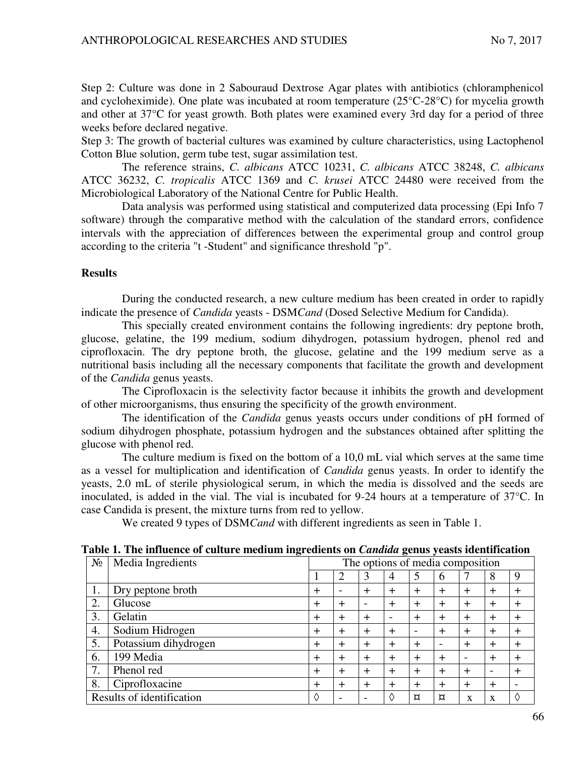Step 2: Culture was done in 2 Sabouraud Dextrose Agar plates with antibiotics (chloramphenicol and cycloheximide). One plate was incubated at room temperature (25°C-28°C) for mycelia growth and other at 37°C for yeast growth. Both plates were examined every 3rd day for a period of three weeks before declared negative.

Step 3: The growth of bacterial cultures was examined by culture characteristics, using Lactophenol Cotton Blue solution, germ tube test, sugar assimilation test.

The reference strains, *C. albicans* ATCC 10231, *C. albicans* ATCC 38248, *C. albicans* ATCC 36232, *C. tropicalis* ATCC 1369 and *C. krusei* ATCC 24480 were received from the Microbiological Laboratory of the National Centre for Public Health.

Data analysis was performed using statistical and computerized data processing (Epi Info 7 software) through the comparative method with the calculation of the standard errors, confidence intervals with the appreciation of differences between the experimental group and control group according to the criteria "t -Student" and significance threshold "p".

## Results

During the conducted research, a new culture medium has been created in order to rapidly indicate the presence of *Candida* yeasts - DSM*Cand* (Dosed Selective Medium for Candida).

This specially created environment contains the following ingredients: dry peptone broth, glucose, gelatine, the 199 medium, sodium dihydrogen, potassium hydrogen, phenol red and ciprofloxacin. The dry peptone broth, the glucose, gelatine and the 199 medium serve as a nutritional basis including all the necessary components that facilitate the growth and development of the *Candida* genus yeasts.

The Ciprofloxacin is the selectivity factor because it inhibits the growth and development of other microorganisms, thus ensuring the specificity of the growth environment.

The identification of the *Candida* genus yeasts occurs under conditions of pH formed of sodium dihydrogen phosphate, potassium hydrogen and the substances obtained after splitting the glucose with phenol red.

The culture medium is fixed on the bottom of a 10,0 mL vial which serves at the same time as a vessel for multiplication and identification of *Candida* genus yeasts. In order to identify the yeasts, 2.0 mL of sterile physiological serum, in which the media is dissolved and the seeds are inoculated, is added in the vial. The vial is incubated for 9-24 hours at a temperature of 37°C. In case Candida is present, the mixture turns from red to yellow.

We created 9 types of DSM*Cand* with different ingredients as seen in Table 1.

**Table 1. The influence of culture medium ingredients on *Candida* genus yeasts identification**

| № | Media Ingredients | The options of media composition | | | | | | | | |
|---|---|---|---|---|---|---|---|---|---|---|
| | | 1 | 2 | 3 | 4 | 5 | 6 | 7 | 8 | 9 |
| 1. | Dry peptone broth | + | - | + | + | + | + | + | + | + |
| 2. | Glucose | + | + | - | + | + | + | + | + | + |
| 3. | Gelatin | + | + | + | - | + | + | + | + | + |
| 4. | Sodium Hidrogen | + | + | + | + | - | + | + | + | + |
| 5. | Potassium dihydrogen | + | + | + | + | + | - | + | + | + |
| 6. | 199 Media | + | + | + | + | + | + | - | + | + |
| 7. | Phenol red | + | + | + | + | + | + | + | - | + |
| 8. | Ciprofloxacine | + | + | + | + | + | + | + | + | - |
| Results of identification | | ◊ | - | - | ◊ | ¤ | ¤ | x | x | ◊ |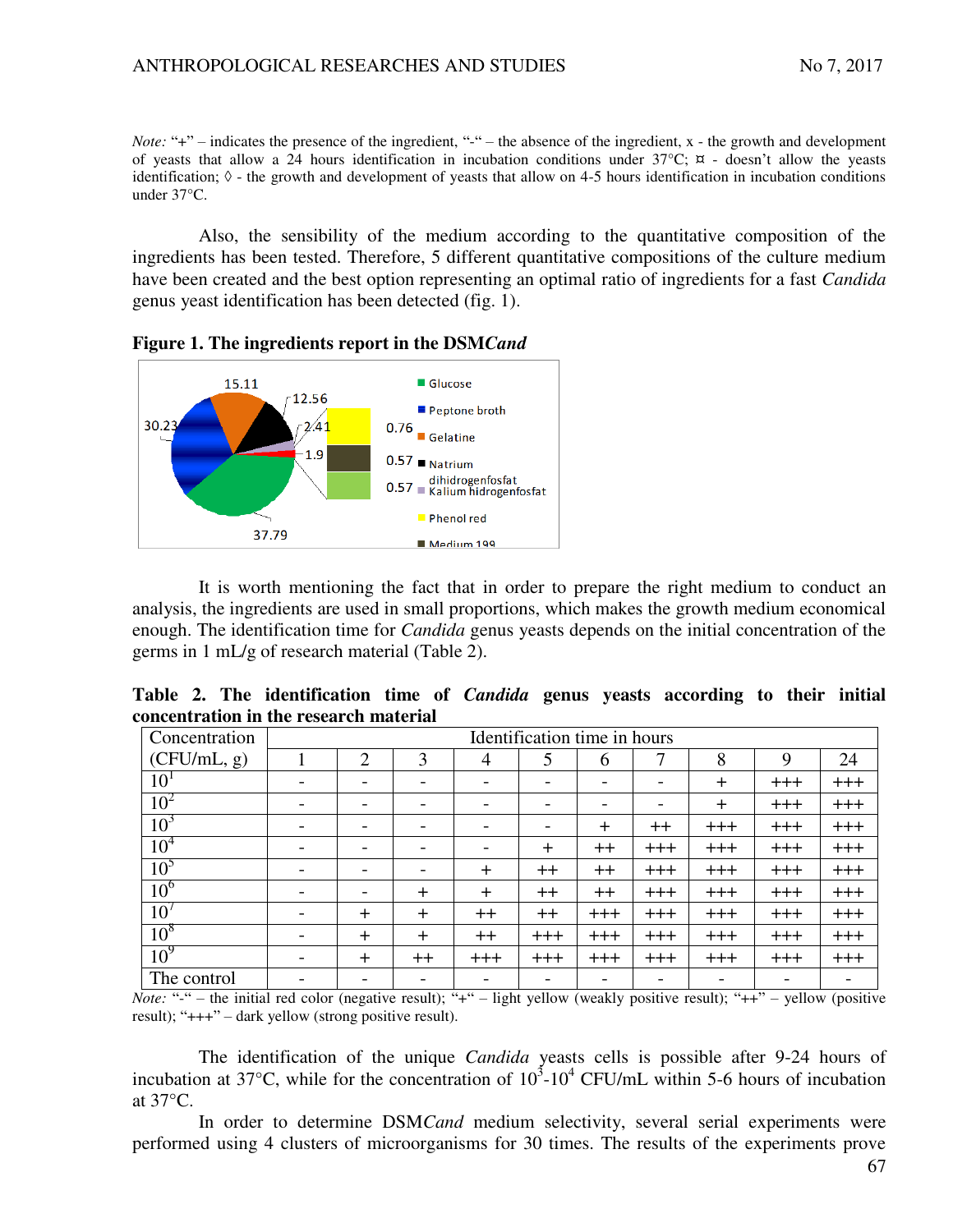*Note:* "+" – indicates the presence of the ingredient, "-" – the absence of the ingredient, x - the growth and development of yeasts that allow a 24 hours identification in incubation conditions under 37°C; ¤ - doesn't allow the yeasts identification; ◊ - the growth and development of yeasts that allow on 4-5 hours identification in incubation conditions under 37°C.

Also, the sensibility of the medium according to the quantitative composition of the ingredients has been tested. Therefore, 5 different quantitative compositions of the culture medium have been created and the best option representing an optimal ratio of ingredients for a fast *Candida* genus yeast identification has been detected (fig. 1).

**Figure 1. The ingredients report in the DSM*Cand***

It is worth mentioning the fact that in order to prepare the right medium to conduct an analysis, the ingredients are used in small proportions, which makes the growth medium economical enough. The identification time for *Candida* genus yeasts depends on the initial concentration of the germs in 1 mL/g of research material (Table 2).

**Table 2. The identification time of *Candida* genus yeasts according to their initial concentration in the research material**

| Concentration (CFU/mL, g) | Identification time in hours | | | | | | | | | |
|---|---|---|---|---|---|---|---|---|---|---|
| | 1 | 2 | 3 | 4 | 5 | 6 | 7 | 8 | 9 | 24 |
| $10^1$ | - | - | - | - | - | - | - | + | +++ | +++ |
| $10^2$ | - | - | - | - | - | - | - | + | +++ | +++ |
| $10^3$ | - | - | - | - | - | + | ++ | +++ | +++ | +++ |
| $10^4$ | - | - | - | - | + | ++ | +++ | +++ | +++ | +++ |
| $10^5$ | - | - | - | + | ++ | ++ | +++ | +++ | +++ | +++ |
| $10^6$ | - | - | + | + | ++ | ++ | +++ | +++ | +++ | +++ |
| $10^7$ | - | + | + | ++ | ++ | +++ | +++ | +++ | +++ | +++ |
| $10^8$ | - | + | + | ++ | +++ | +++ | +++ | +++ | +++ | +++ |
| $10^9$ | - | + | ++ | +++ | +++ | +++ | +++ | +++ | +++ | +++ |
| The control | - | - | - | - | - | - | - | - | - | - |

*Note:* "-" – the initial red color (negative result); "+" – light yellow (weakly positive result); "++" – yellow (positive result); "+++" – dark yellow (strong positive result).

The identification of the unique *Candida* yeasts cells is possible after 9-24 hours of incubation at 37°C, while for the concentration of $10^3$-$10^4$ CFU/mL within 5-6 hours of incubation at 37°C.

In order to determine DSM*Cand* medium selectivity, several serial experiments were performed using 4 clusters of microorganisms for 30 times. The results of the experiments prove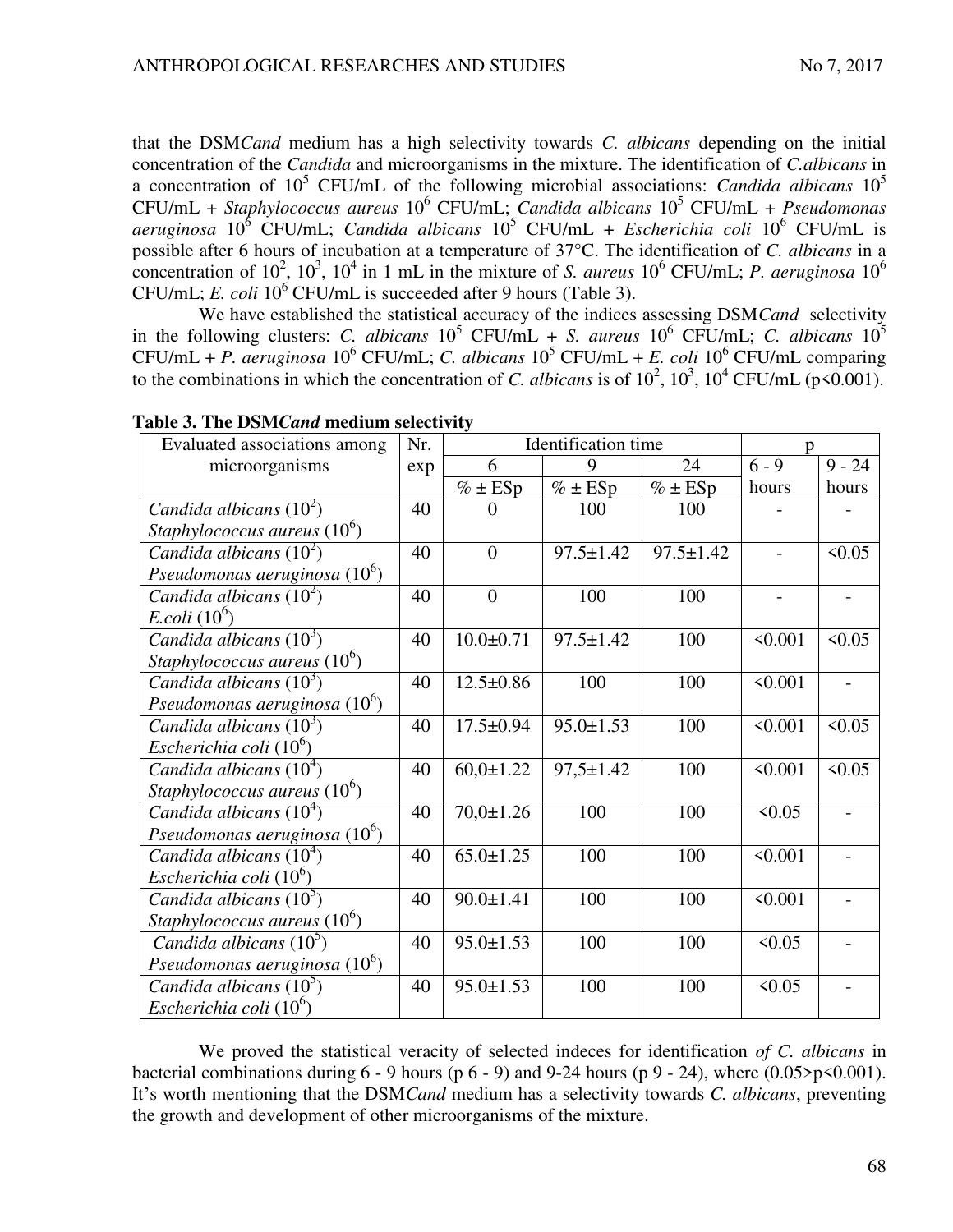that the DSM*Cand* medium has a high selectivity towards *C. albicans* depending on the initial concentration of the *Candida* and microorganisms in the mixture. The identification of *C.albicans* in a concentration of $10^5$ CFU/mL of the following microbial associations: *Candida albicans* $10^5$ CFU/mL + *Staphylococcus aureus* $10^6$ CFU/mL; *Candida albicans* $10^5$ CFU/mL + *Pseudomonas aeruginosa* $10^6$ CFU/mL; *Candida albicans* $10^5$ CFU/mL + *Escherichia coli* $10^6$ CFU/mL is possible after 6 hours of incubation at a temperature of 37°C. The identification of *C. albicans* in a concentration of $10^2$, $10^3$, $10^4$ in 1 mL in the mixture of *S. aureus* $10^6$ CFU/mL; *P. aeruginosa* $10^6$ CFU/mL; *E. coli* $10^6$ CFU/mL is succeeded after 9 hours (Table 3).

We have established the statistical accuracy of the indices assessing DSM*Cand* selectivity in the following clusters: *C. albicans* $10^5$ CFU/mL + *S. aureus* $10^6$ CFU/mL; *C. albicans* $10^5$ CFU/mL + *P. aeruginosa* $10^6$ CFU/mL; *C. albicans* $10^5$ CFU/mL + *E. coli* $10^6$ CFU/mL comparing to the combinations in which the concentration of *C. albicans* is of $10^2$, $10^3$, $10^4$ CFU/mL ($p<0.001$).

**Table 3. The DSM*Cand* medium selectivity**

| Evaluated associations among microorganisms | Nr. exp | Identification time | | | p | |
|---|---|---|---|---|---|---|
| | | 6 | 9 | 24 | 6 - 9 hours | 9 - 24 hours |
| | | % ± ESp | % ± ESp | % ± ESp | | |
| *Candida albicans* ($10^2$) *Staphylococcus aureus* ($10^6$) | 40 | 0 | 100 | 100 | - | - |
| *Candida albicans* ($10^2$) *Pseudomonas aeruginosa* ($10^6$) | 40 | 0 | 97.5±1.42 | 97.5±1.42 | - | <0.05 |
| *Candida albicans* ($10^2$) *E.coli* ($10^6$) | 40 | 0 | 100 | 100 | - | - |
| *Candida albicans* ($10^3$) *Staphylococcus aureus* ($10^6$) | 40 | 10.0±0.71 | 97.5±1.42 | 100 | <0.001 | <0.05 |
| *Candida albicans* ($10^3$) *Pseudomonas aeruginosa* ($10^6$) | 40 | 12.5±0.86 | 100 | 100 | <0.001 | - |
| *Candida albicans* ($10^3$) *Escherichia coli* ($10^6$) | 40 | 17.5±0.94 | 95.0±1.53 | 100 | <0.001 | <0.05 |
| *Candida albicans* ($10^4$) *Staphylococcus aureus* ($10^6$) | 40 | 60,0±1.22 | 97,5±1.42 | 100 | <0.001 | <0.05 |
| *Candida albicans* ($10^4$) *Pseudomonas aeruginosa* ($10^6$) | 40 | 70,0±1.26 | 100 | 100 | <0.05 | - |
| *Candida albicans* ($10^4$) *Escherichia coli* ($10^6$) | 40 | 65.0±1.25 | 100 | 100 | <0.001 | - |
| *Candida albicans* ($10^5$) *Staphylococcus aureus* ($10^6$) | 40 | 90.0±1.41 | 100 | 100 | <0.001 | - |
| *Candida albicans* ($10^5$) *Pseudomonas aeruginosa* ($10^6$) | 40 | 95.0±1.53 | 100 | 100 | <0.05 | - |
| *Candida albicans* ($10^5$) *Escherichia coli* ($10^6$) | 40 | 95.0±1.53 | 100 | 100 | <0.05 | - |

We proved the statistical veracity of selected indeces for identification *of C. albicans* in bacterial combinations during 6 - 9 hours (p 6 - 9) and 9-24 hours (p 9 - 24), where ($0.05>p<0.001$). It's worth mentioning that the DSM*Cand* medium has a selectivity towards *C. albicans*, preventing the growth and development of other microorganisms of the mixture.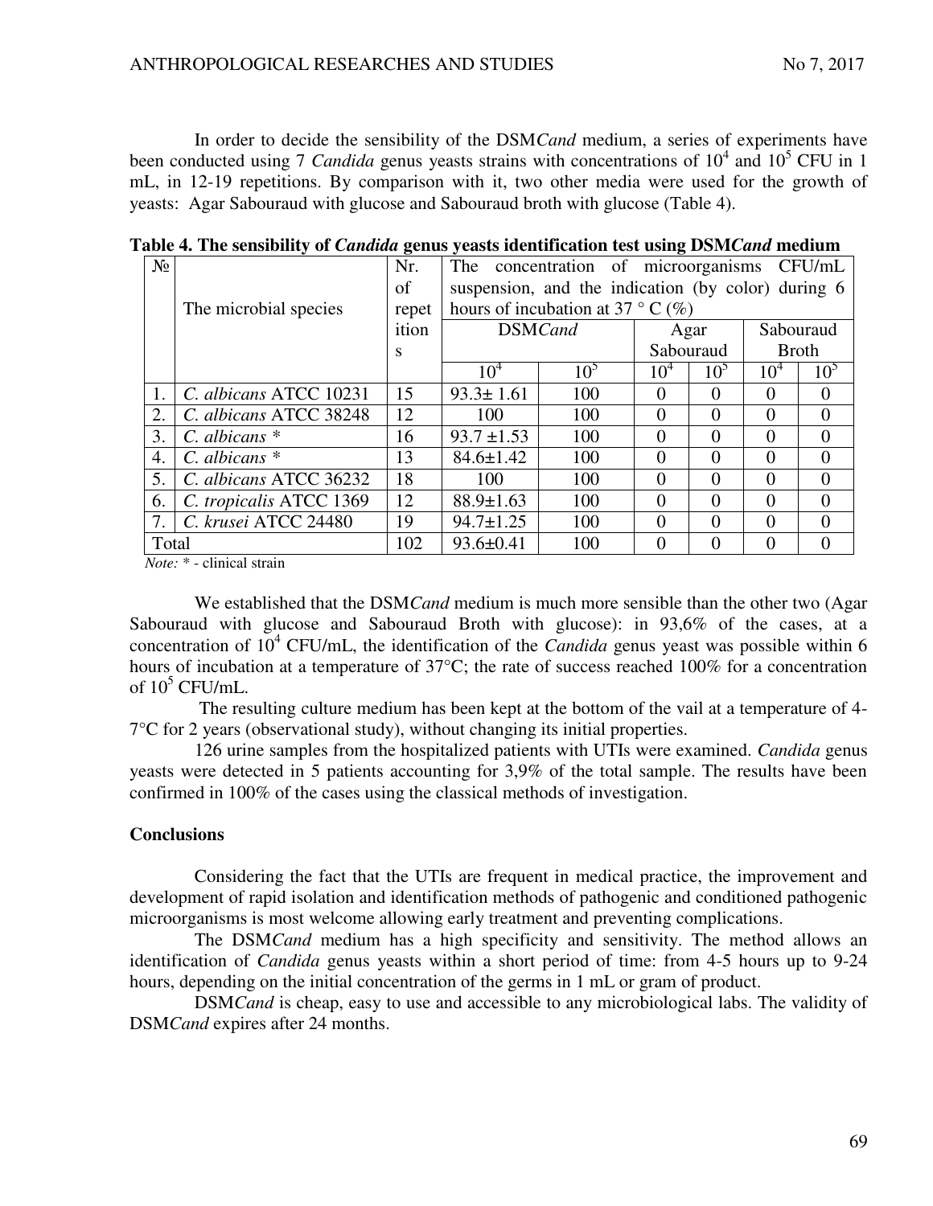In order to decide the sensibility of the DSM*Cand* medium, a series of experiments have been conducted using 7 *Candida* genus yeasts strains with concentrations of $10^4$ and $10^5$ CFU in 1 mL, in 12-19 repetitions. By comparison with it, two other media were used for the growth of yeasts: Agar Sabouraud with glucose and Sabouraud broth with glucose (Table 4).

**Table 4. The sensibility of *Candida* genus yeasts identification test using DSM*Cand* medium**

| № | The microbial species | Nr. of repetitions | The concentration of microorganisms CFU/mL suspension, and the indication (by color) during 6 hours of incubation at 37 ° C (%) | | | | | |
|---|---|---|---|---|---|---|---|---|
| | | | DSM*Cand* | | Agar Sabouraud | | Sabouraud Broth | |
| | | | $10^4$ | $10^5$ | $10^4$ | $10^5$ | $10^4$ | $10^5$ |
| 1. | *C. albicans* ATCC 10231 | 15 | 93.3± 1.61 | 100 | 0 | 0 | 0 | 0 |
| 2. | *C. albicans* ATCC 38248 | 12 | 100 | 100 | 0 | 0 | 0 | 0 |
| 3. | *C. albicans* * | 16 | 93.7 ±1.53 | 100 | 0 | 0 | 0 | 0 |
| 4. | *C. albicans* * | 13 | 84.6±1.42 | 100 | 0 | 0 | 0 | 0 |
| 5. | *C. albicans* ATCC 36232 | 18 | 100 | 100 | 0 | 0 | 0 | 0 |
| 6. | *C. tropicalis* ATCC 1369 | 12 | 88.9±1.63 | 100 | 0 | 0 | 0 | 0 |
| 7. | *C. krusei* ATCC 24480 | 19 | 94.7±1.25 | 100 | 0 | 0 | 0 | 0 |
| Total | | 102 | 93.6±0.41 | 100 | 0 | 0 | 0 | 0 |

*Note:* * - clinical strain

We established that the DSM*Cand* medium is much more sensible than the other two (Agar Sabouraud with glucose and Sabouraud Broth with glucose): in 93,6% of the cases, at a concentration of $10^4$ CFU/mL, the identification of the *Candida* genus yeast was possible within 6 hours of incubation at a temperature of 37°C; the rate of success reached 100% for a concentration of $10^5$ CFU/mL.

The resulting culture medium has been kept at the bottom of the vail at a temperature of 4-7°C for 2 years (observational study), without changing its initial properties.

126 urine samples from the hospitalized patients with UTIs were examined. *Candida* genus yeasts were detected in 5 patients accounting for 3,9% of the total sample. The results have been confirmed in 100% of the cases using the classical methods of investigation.

## Conclusions

Considering the fact that the UTIs are frequent in medical practice, the improvement and development of rapid isolation and identification methods of pathogenic and conditioned pathogenic microorganisms is most welcome allowing early treatment and preventing complications.

The DSM*Cand* medium has a high specificity and sensitivity. The method allows an identification of *Candida* genus yeasts within a short period of time: from 4-5 hours up to 9-24 hours, depending on the initial concentration of the germs in 1 mL or gram of product.

DSM*Cand* is cheap, easy to use and accessible to any microbiological labs. The validity of DSM*Cand* expires after 24 months.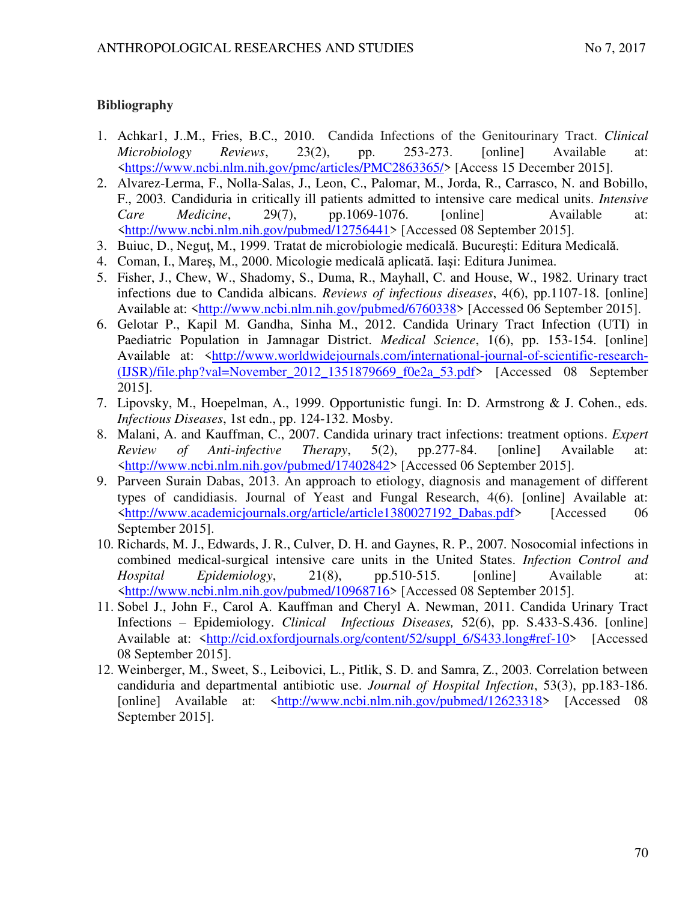**Bibliography**

1. Achkar1, J..M., Fries, B.C., 2010. Candida Infections of the Genitourinary Tract. *Clinical Microbiology Reviews*, 23(2), pp. 253-273. [online] Available at: <https://www.ncbi.nlm.nih.gov/pmc/articles/PMC2863365/> [Access 15 December 2015].
2. Alvarez-Lerma, F., Nolla-Salas, J., Leon, C., Palomar, M., Jorda, R., Carrasco, N. and Bobillo, F., 2003. Candiduria in critically ill patients admitted to intensive care medical units. *Intensive Care Medicine*, 29(7), pp.1069-1076. [online] Available at: <http://www.ncbi.nlm.nih.gov/pubmed/12756441> [Accessed 08 September 2015].
3. Buiuc, D., Neguţ, M., 1999. Tratat de microbiologie medicală. Bucureşti: Editura Medicală.
4. Coman, I., Mareş, M., 2000. Micologie medicală aplicată. Iaşi: Editura Junimea.
5. Fisher, J., Chew, W., Shadomy, S., Duma, R., Mayhall, C. and House, W., 1982. Urinary tract infections due to Candida albicans. *Reviews of infectious diseases*, 4(6), pp.1107-18. [online] Available at: <http://www.ncbi.nlm.nih.gov/pubmed/6760338> [Accessed 06 September 2015].
6. Gelotar P., Kapil M. Gandha, Sinha M., 2012. Candida Urinary Tract Infection (UTI) in Paediatric Population in Jamnagar District. *Medical Science*, 1(6), pp. 153-154. [online] Available at: <http://www.worldwidejournals.com/international-journal-of-scientific-research-(IJSR)/file.php?val=November_2012_1351879669_f0e2a_53.pdf> [Accessed 08 September 2015].
7. Lipovsky, M., Hoepelman, A., 1999. Opportunistic fungi. In: D. Armstrong & J. Cohen., eds. *Infectious Diseases*, 1st edn., pp. 124-132. Mosby.
8. Malani, A. and Kauffman, C., 2007. Candida urinary tract infections: treatment options. *Expert Review of Anti-infective Therapy*, 5(2), pp.277-84. [online] Available at: <http://www.ncbi.nlm.nih.gov/pubmed/17402842> [Accessed 06 September 2015].
9. Parveen Surain Dabas, 2013. An approach to etiology, diagnosis and management of different types of candidiasis. Journal of Yeast and Fungal Research, 4(6). [online] Available at: <http://www.academicjournals.org/article/article1380027192_Dabas.pdf> [Accessed 06 September 2015].
10. Richards, M. J., Edwards, J. R., Culver, D. H. and Gaynes, R. P., 2007. Nosocomial infections in combined medical-surgical intensive care units in the United States. *Infection Control and Hospital Epidemiology*, 21(8), pp.510-515. [online] Available at: <http://www.ncbi.nlm.nih.gov/pubmed/10968716> [Accessed 08 September 2015].
11. Sobel J., John F., Carol A. Kauffman and Cheryl A. Newman, 2011. Candida Urinary Tract Infections – Epidemiology. *Clinical Infectious Diseases,* 52(6), pp. S.433-S.436. [online] Available at: <http://cid.oxfordjournals.org/content/52/suppl_6/S433.long#ref-10> [Accessed 08 September 2015].
12. Weinberger, M., Sweet, S., Leibovici, L., Pitlik, S. D. and Samra, Z., 2003. Correlation between candiduria and departmental antibiotic use. *Journal of Hospital Infection*, 53(3), pp.183-186. [online] Available at: <http://www.ncbi.nlm.nih.gov/pubmed/12623318> [Accessed 08 September 2015].